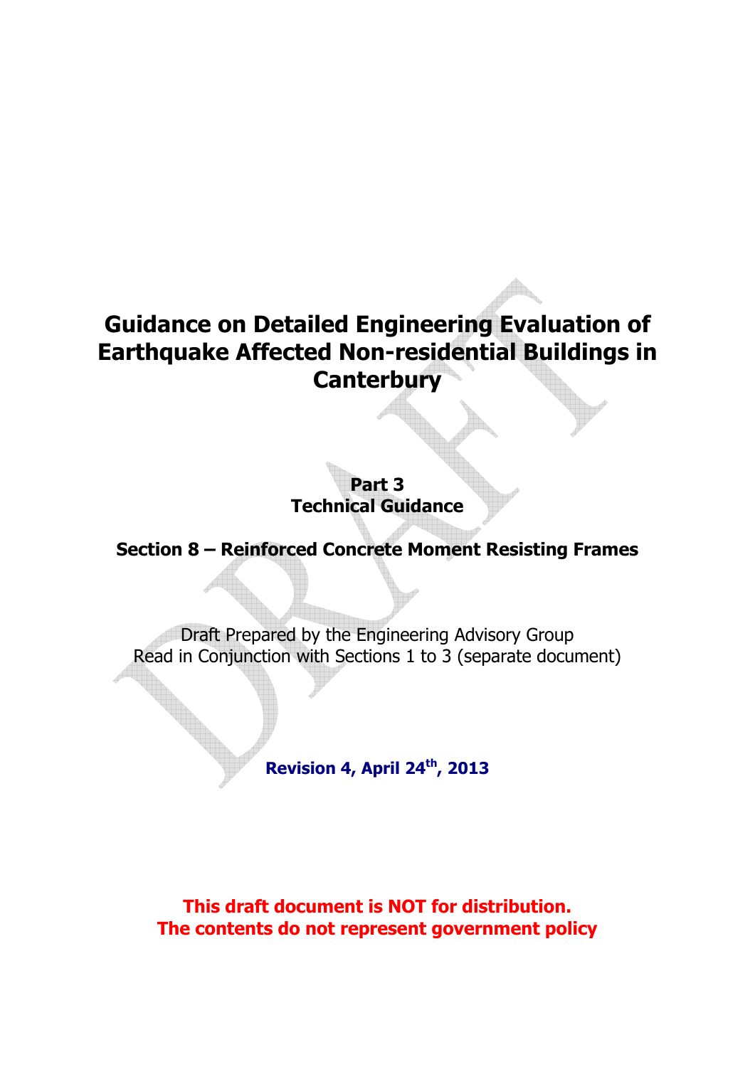# Guidance on Detailed Engineering Evaluation of Earthquake Affected Non-residential Buildings in Canterbury

**Part 3**
**Technical Guidance**

## Section 8 – Reinforced Concrete Moment Resisting Frames

Draft Prepared by the Engineering Advisory Group
Read in Conjunction with Sections 1 to 3 (separate document)

**Revision 4, April 24$^{th}$, 2013**

**This draft document is NOT for distribution.**
**The contents do not represent government policy**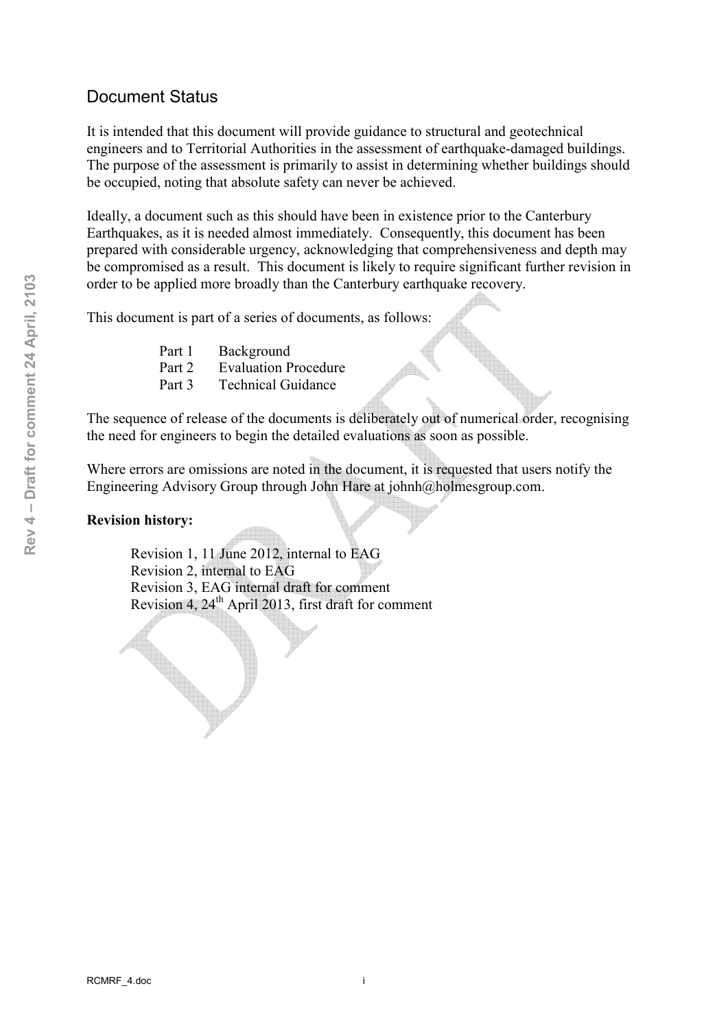## Document Status

It is intended that this document will provide guidance to structural and geotechnical engineers and to Territorial Authorities in the assessment of earthquake-damaged buildings. The purpose of the assessment is primarily to assist in determining whether buildings should be occupied, noting that absolute safety can never be achieved.

Ideally, a document such as this should have been in existence prior to the Canterbury Earthquakes, as it is needed almost immediately. Consequently, this document has been prepared with considerable urgency, acknowledging that comprehensiveness and depth may be compromised as a result. This document is likely to require significant further revision in order to be applied more broadly than the Canterbury earthquake recovery.

This document is part of a series of documents, as follows:

- Part 1 Background
- Part 2 Evaluation Procedure
- Part 3 Technical Guidance

The sequence of release of the documents is deliberately out of numerical order, recognising the need for engineers to begin the detailed evaluations as soon as possible.

Where errors are omissions are noted in the document, it is requested that users notify the Engineering Advisory Group through John Hare at johnh@holmesgroup.com.

**Revision history:**

Revision 1, 11 June 2012, internal to EAG
Revision 2, internal to EAG
Revision 3, EAG internal draft for comment
Revision 4, 24th April 2013, first draft for comment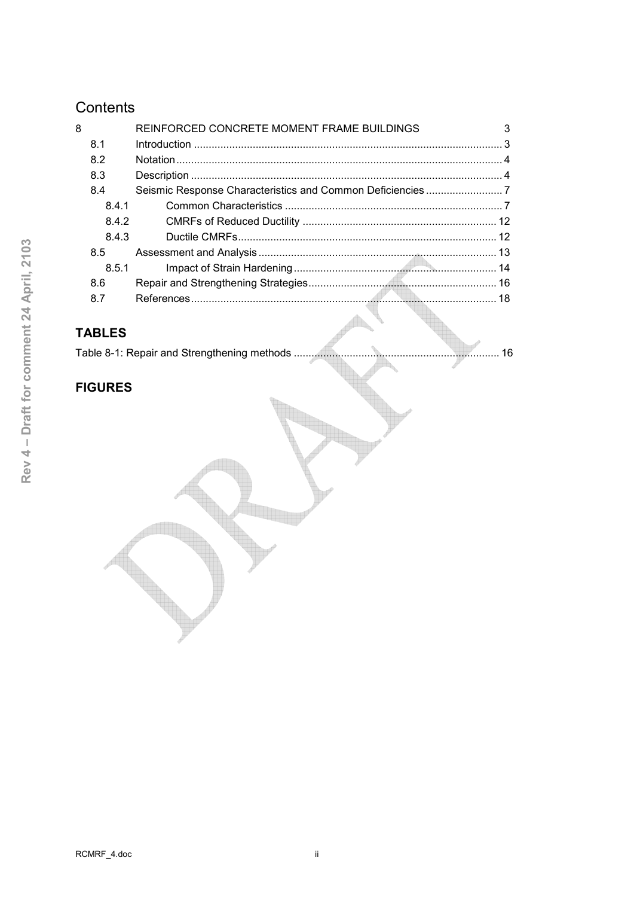# Contents

| | | |
|---|---|---|
| 8 | REINFORCED CONCRETE MOMENT FRAME BUILDINGS | 3 |
| 8.1 | Introduction | 3 |
| 8.2 | Notation | 4 |
| 8.3 | Description | 4 |
| 8.4 | Seismic Response Characteristics and Common Deficiencies | 7 |
| 8.4.1 | Common Characteristics | 7 |
| 8.4.2 | CMRFs of Reduced Ductility | 12 |
| 8.4.3 | Ductile CMRFs | 12 |
| 8.5 | Assessment and Analysis | 13 |
| 8.5.1 | Impact of Strain Hardening | 14 |
| 8.6 | Repair and Strengthening Strategies | 16 |
| 8.7 | References | 18 |

## TABLES

Table 8-1: Repair and Strengthening methods ..... 16

## FIGURES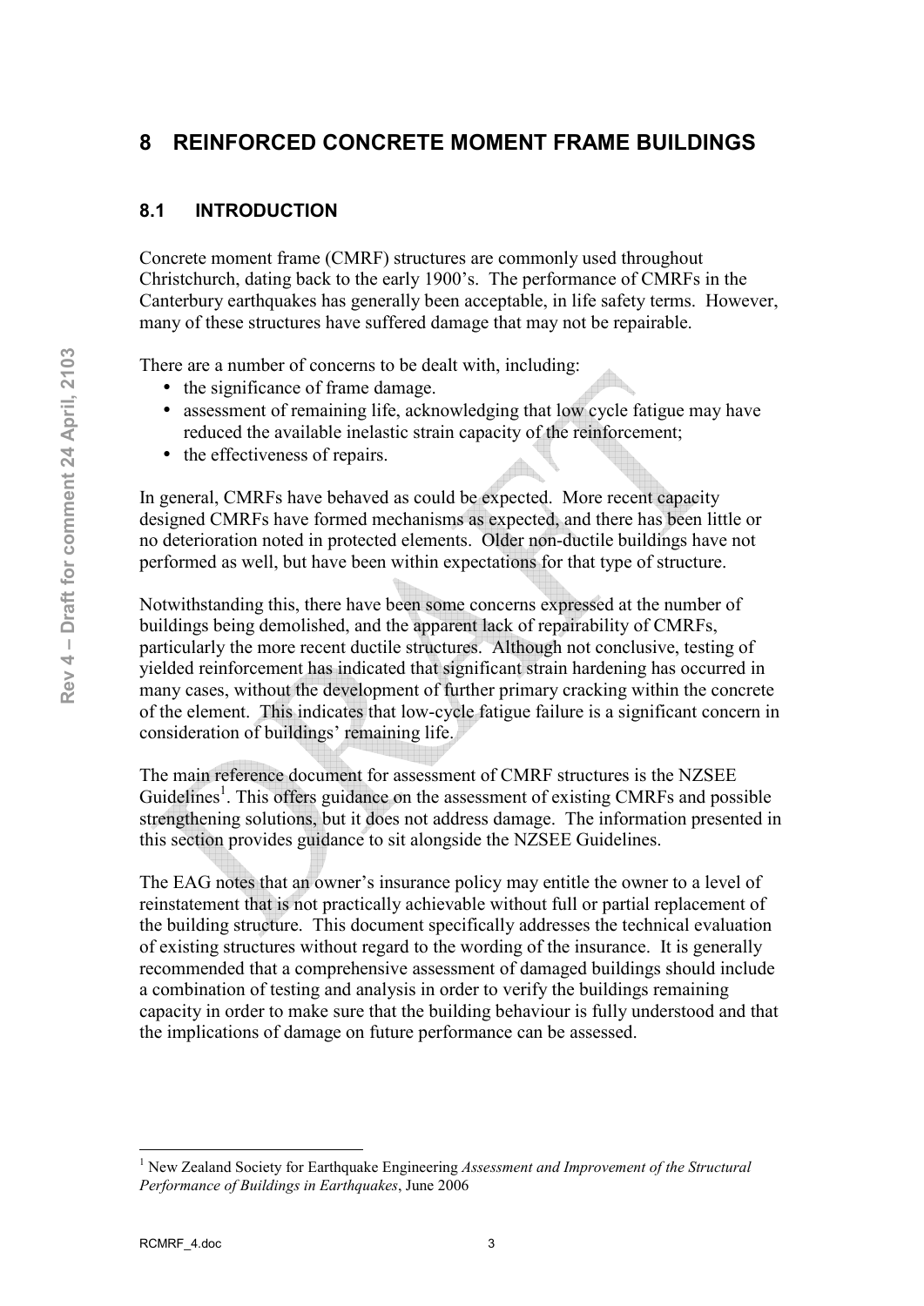# 8 REINFORCED CONCRETE MOMENT FRAME BUILDINGS

## 8.1 INTRODUCTION

Concrete moment frame (CMRF) structures are commonly used throughout Christchurch, dating back to the early 1900's. The performance of CMRFs in the Canterbury earthquakes has generally been acceptable, in life safety terms. However, many of these structures have suffered damage that may not be repairable.

There are a number of concerns to be dealt with, including:

- the significance of frame damage.
- assessment of remaining life, acknowledging that low cycle fatigue may have reduced the available inelastic strain capacity of the reinforcement;
- the effectiveness of repairs.

In general, CMRFs have behaved as could be expected. More recent capacity designed CMRFs have formed mechanisms as expected, and there has been little or no deterioration noted in protected elements. Older non-ductile buildings have not performed as well, but have been within expectations for that type of structure.

Notwithstanding this, there have been some concerns expressed at the number of buildings being demolished, and the apparent lack of repairability of CMRFs, particularly the more recent ductile structures. Although not conclusive, testing of yielded reinforcement has indicated that significant strain hardening has occurred in many cases, without the development of further primary cracking within the concrete of the element. This indicates that low-cycle fatigue failure is a significant concern in consideration of buildings' remaining life.

The main reference document for assessment of CMRF structures is the NZSEE Guidelines[1]. This offers guidance on the assessment of existing CMRFs and possible strengthening solutions, but it does not address damage. The information presented in this section provides guidance to sit alongside the NZSEE Guidelines.

The EAG notes that an owner's insurance policy may entitle the owner to a level of reinstatement that is not practically achievable without full or partial replacement of the building structure. This document specifically addresses the technical evaluation of existing structures without regard to the wording of the insurance. It is generally recommended that a comprehensive assessment of damaged buildings should include a combination of testing and analysis in order to verify the buildings remaining capacity in order to make sure that the building behaviour is fully understood and that the implications of damage on future performance can be assessed.

[1] New Zealand Society for Earthquake Engineering *Assessment and Improvement of the Structural Performance of Buildings in Earthquakes*, June 2006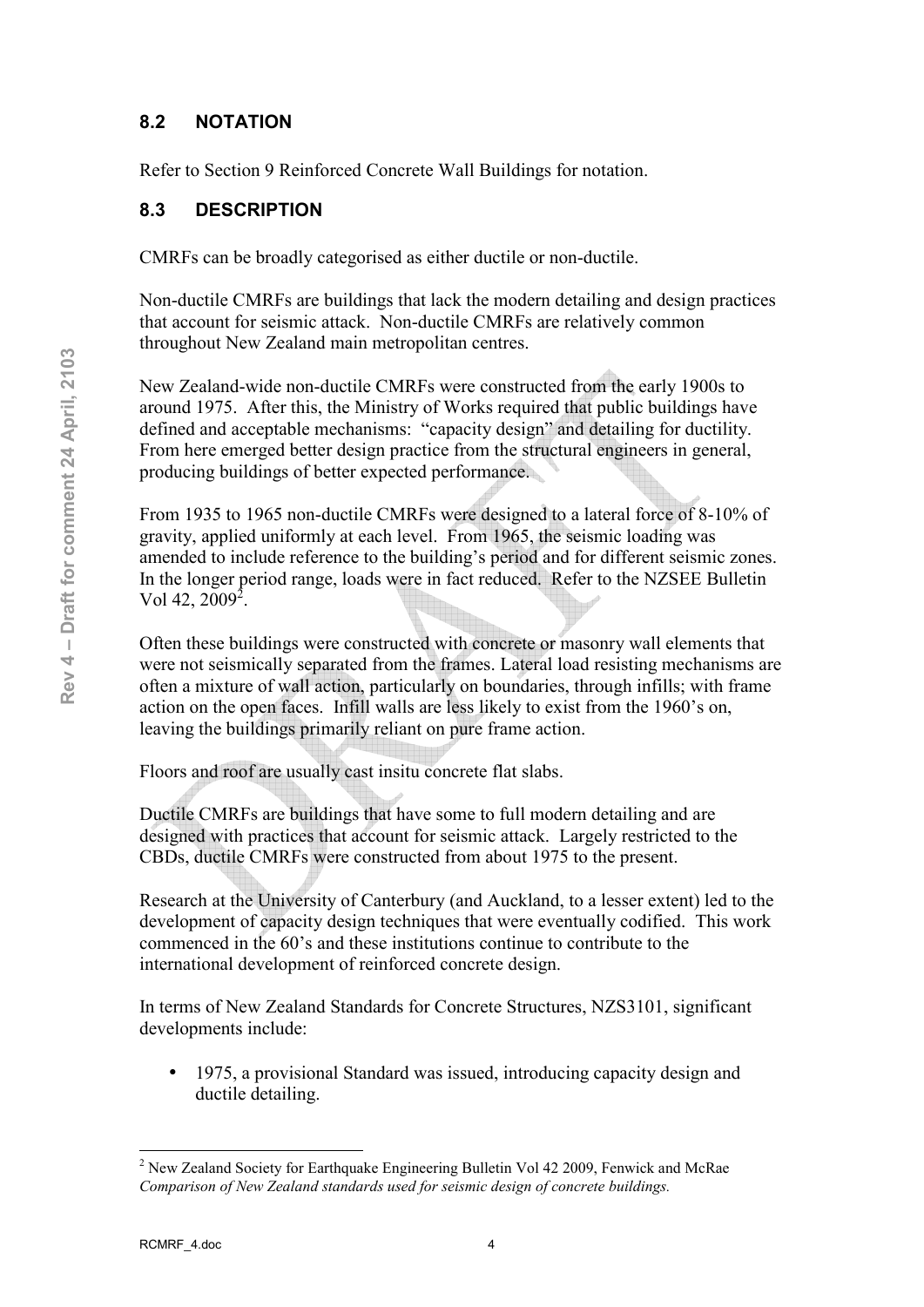## 8.2 NOTATION

Refer to Section 9 Reinforced Concrete Wall Buildings for notation.

## 8.3 DESCRIPTION

CMRFs can be broadly categorised as either ductile or non-ductile.

Non-ductile CMRFs are buildings that lack the modern detailing and design practices that account for seismic attack. Non-ductile CMRFs are relatively common throughout New Zealand main metropolitan centres.

New Zealand-wide non-ductile CMRFs were constructed from the early 1900s to around 1975. After this, the Ministry of Works required that public buildings have defined and acceptable mechanisms: "capacity design" and detailing for ductility. From here emerged better design practice from the structural engineers in general, producing buildings of better expected performance.

From 1935 to 1965 non-ductile CMRFs were designed to a lateral force of 8-10% of gravity, applied uniformly at each level. From 1965, the seismic loading was amended to include reference to the building's period and for different seismic zones. In the longer period range, loads were in fact reduced. Refer to the NZSEE Bulletin Vol 42, 2009[2].

Often these buildings were constructed with concrete or masonry wall elements that were not seismically separated from the frames. Lateral load resisting mechanisms are often a mixture of wall action, particularly on boundaries, through infills; with frame action on the open faces. Infill walls are less likely to exist from the 1960's on, leaving the buildings primarily reliant on pure frame action.

Floors and roof are usually cast insitu concrete flat slabs.

Ductile CMRFs are buildings that have some to full modern detailing and are designed with practices that account for seismic attack. Largely restricted to the CBDs, ductile CMRFs were constructed from about 1975 to the present.

Research at the University of Canterbury (and Auckland, to a lesser extent) led to the development of capacity design techniques that were eventually codified. This work commenced in the 60's and these institutions continue to contribute to the international development of reinforced concrete design.

In terms of New Zealand Standards for Concrete Structures, NZS3101, significant developments include:

- 1975, a provisional Standard was issued, introducing capacity design and ductile detailing.

---

[2] New Zealand Society for Earthquake Engineering Bulletin Vol 42 2009, Fenwick and McRae *Comparison of New Zealand standards used for seismic design of concrete buildings.*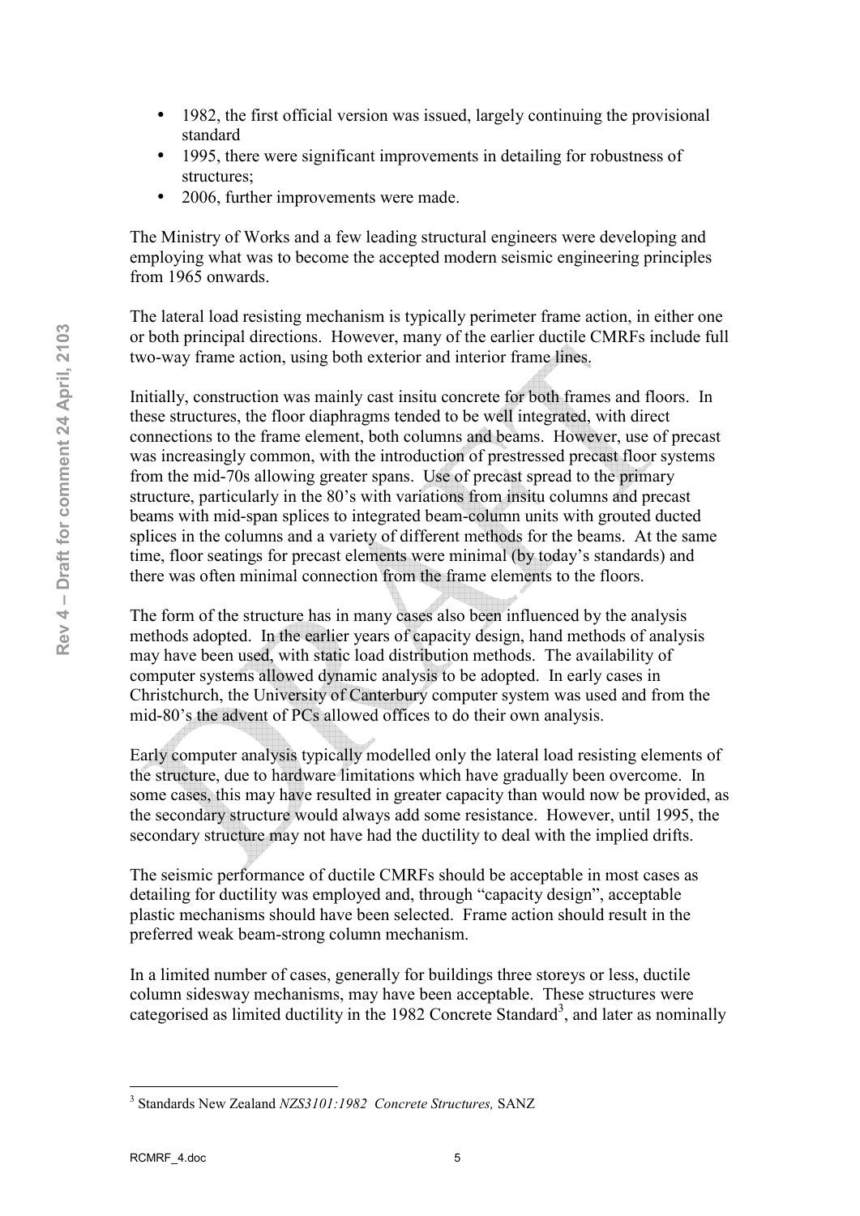- 1982, the first official version was issued, largely continuing the provisional standard
- 1995, there were significant improvements in detailing for robustness of structures;
- 2006, further improvements were made.

The Ministry of Works and a few leading structural engineers were developing and employing what was to become the accepted modern seismic engineering principles from 1965 onwards.

The lateral load resisting mechanism is typically perimeter frame action, in either one or both principal directions. However, many of the earlier ductile CMRFs include full two-way frame action, using both exterior and interior frame lines.

Initially, construction was mainly cast insitu concrete for both frames and floors. In these structures, the floor diaphragms tended to be well integrated, with direct connections to the frame element, both columns and beams. However, use of precast was increasingly common, with the introduction of prestressed precast floor systems from the mid-70s allowing greater spans. Use of precast spread to the primary structure, particularly in the 80's with variations from insitu columns and precast beams with mid-span splices to integrated beam-column units with grouted ducted splices in the columns and a variety of different methods for the beams. At the same time, floor seatings for precast elements were minimal (by today's standards) and there was often minimal connection from the frame elements to the floors.

The form of the structure has in many cases also been influenced by the analysis methods adopted. In the earlier years of capacity design, hand methods of analysis may have been used, with static load distribution methods. The availability of computer systems allowed dynamic analysis to be adopted. In early cases in Christchurch, the University of Canterbury computer system was used and from the mid-80's the advent of PCs allowed offices to do their own analysis.

Early computer analysis typically modelled only the lateral load resisting elements of the structure, due to hardware limitations which have gradually been overcome. In some cases, this may have resulted in greater capacity than would now be provided, as the secondary structure would always add some resistance. However, until 1995, the secondary structure may not have had the ductility to deal with the implied drifts.

The seismic performance of ductile CMRFs should be acceptable in most cases as detailing for ductility was employed and, through "capacity design", acceptable plastic mechanisms should have been selected. Frame action should result in the preferred weak beam-strong column mechanism.

In a limited number of cases, generally for buildings three storeys or less, ductile column sidesway mechanisms, may have been acceptable. These structures were categorised as limited ductility in the 1982 Concrete Standard[3], and later as nominally

[3] Standards New Zealand *NZS3101:1982 Concrete Structures,* SANZ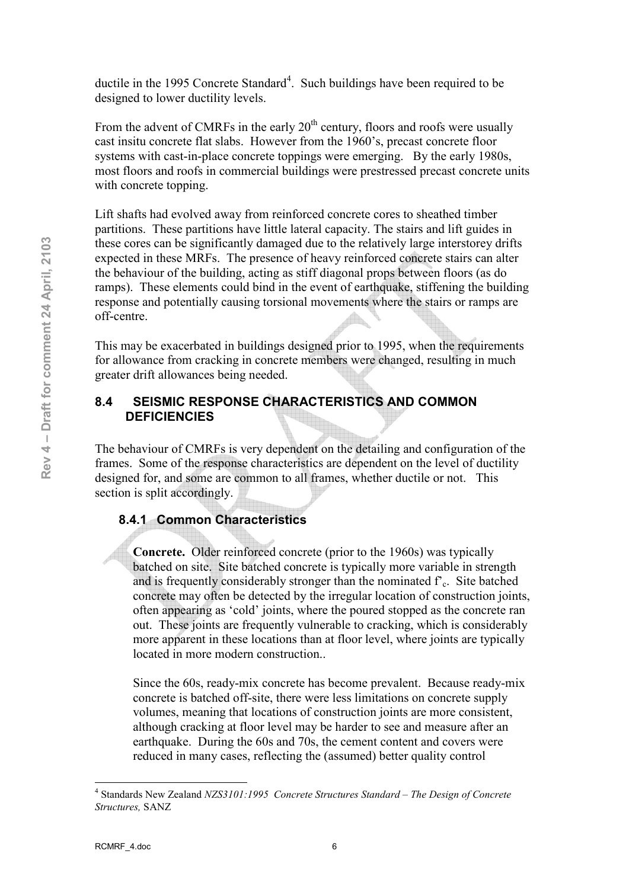ductile in the 1995 Concrete Standard[4]. Such buildings have been required to be designed to lower ductility levels.

From the advent of CMRFs in the early 20[th] century, floors and roofs were usually cast insitu concrete flat slabs. However from the 1960's, precast concrete floor systems with cast-in-place concrete toppings were emerging. By the early 1980s, most floors and roofs in commercial buildings were prestressed precast concrete units with concrete topping.

Lift shafts had evolved away from reinforced concrete cores to sheathed timber partitions. These partitions have little lateral capacity. The stairs and lift guides in these cores can be significantly damaged due to the relatively large interstorey drifts expected in these MRFs. The presence of heavy reinforced concrete stairs can alter the behaviour of the building, acting as stiff diagonal props between floors (as do ramps). These elements could bind in the event of earthquake, stiffening the building response and potentially causing torsional movements where the stairs or ramps are off-centre.

This may be exacerbated in buildings designed prior to 1995, when the requirements for allowance from cracking in concrete members were changed, resulting in much greater drift allowances being needed.

## 8.4 SEISMIC RESPONSE CHARACTERISTICS AND COMMON DEFICIENCIES

The behaviour of CMRFs is very dependent on the detailing and configuration of the frames. Some of the response characteristics are dependent on the level of ductility designed for, and some are common to all frames, whether ductile or not. This section is split accordingly.

### 8.4.1 Common Characteristics

**Concrete.** Older reinforced concrete (prior to the 1960s) was typically batched on site. Site batched concrete is typically more variable in strength and is frequently considerably stronger than the nominated $f'_c$. Site batched concrete may often be detected by the irregular location of construction joints, often appearing as 'cold' joints, where the poured stopped as the concrete ran out. These joints are frequently vulnerable to cracking, which is considerably more apparent in these locations than at floor level, where joints are typically located in more modern construction..

Since the 60s, ready-mix concrete has become prevalent. Because ready-mix concrete is batched off-site, there were less limitations on concrete supply volumes, meaning that locations of construction joints are more consistent, although cracking at floor level may be harder to see and measure after an earthquake. During the 60s and 70s, the cement content and covers were reduced in many cases, reflecting the (assumed) better quality control

[4] Standards New Zealand *NZS3101:1995 Concrete Structures Standard – The Design of Concrete Structures,* SANZ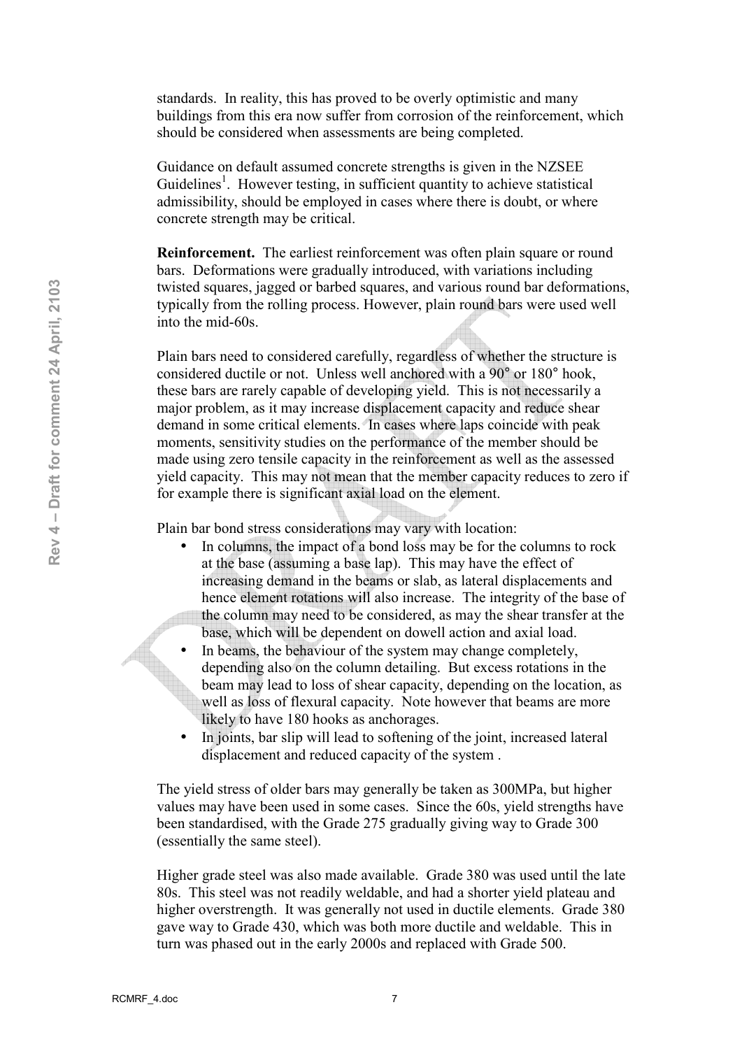standards. In reality, this has proved to be overly optimistic and many buildings from this era now suffer from corrosion of the reinforcement, which should be considered when assessments are being completed.

Guidance on default assumed concrete strengths is given in the NZSEE Guidelines[1]. However testing, in sufficient quantity to achieve statistical admissibility, should be employed in cases where there is doubt, or where concrete strength may be critical.

**Reinforcement.** The earliest reinforcement was often plain square or round bars. Deformations were gradually introduced, with variations including twisted squares, jagged or barbed squares, and various round bar deformations, typically from the rolling process. However, plain round bars were used well into the mid-60s.

Plain bars need to considered carefully, regardless of whether the structure is considered ductile or not. Unless well anchored with a 90° or 180° hook, these bars are rarely capable of developing yield. This is not necessarily a major problem, as it may increase displacement capacity and reduce shear demand in some critical elements. In cases where laps coincide with peak moments, sensitivity studies on the performance of the member should be made using zero tensile capacity in the reinforcement as well as the assessed yield capacity. This may not mean that the member capacity reduces to zero if for example there is significant axial load on the element.

Plain bar bond stress considerations may vary with location:

- In columns, the impact of a bond loss may be for the columns to rock at the base (assuming a base lap). This may have the effect of increasing demand in the beams or slab, as lateral displacements and hence element rotations will also increase. The integrity of the base of the column may need to be considered, as may the shear transfer at the base, which will be dependent on dowell action and axial load.
- In beams, the behaviour of the system may change completely, depending also on the column detailing. But excess rotations in the beam may lead to loss of shear capacity, depending on the location, as well as loss of flexural capacity. Note however that beams are more likely to have 180 hooks as anchorages.
- In joints, bar slip will lead to softening of the joint, increased lateral displacement and reduced capacity of the system .

The yield stress of older bars may generally be taken as 300MPa, but higher values may have been used in some cases. Since the 60s, yield strengths have been standardised, with the Grade 275 gradually giving way to Grade 300 (essentially the same steel).

Higher grade steel was also made available. Grade 380 was used until the late 80s. This steel was not readily weldable, and had a shorter yield plateau and higher overstrength. It was generally not used in ductile elements. Grade 380 gave way to Grade 430, which was both more ductile and weldable. This in turn was phased out in the early 2000s and replaced with Grade 500.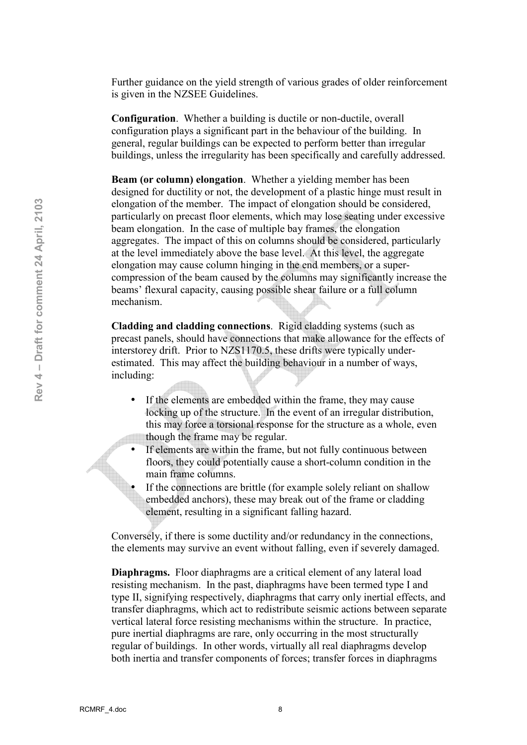Further guidance on the yield strength of various grades of older reinforcement is given in the NZSEE Guidelines.

**Configuration**. Whether a building is ductile or non-ductile, overall configuration plays a significant part in the behaviour of the building. In general, regular buildings can be expected to perform better than irregular buildings, unless the irregularity has been specifically and carefully addressed.

**Beam (or column) elongation**. Whether a yielding member has been designed for ductility or not, the development of a plastic hinge must result in elongation of the member. The impact of elongation should be considered, particularly on precast floor elements, which may lose seating under excessive beam elongation. In the case of multiple bay frames, the elongation aggregates. The impact of this on columns should be considered, particularly at the level immediately above the base level. At this level, the aggregate elongation may cause column hinging in the end members, or a super-compression of the beam caused by the columns may significantly increase the beams' flexural capacity, causing possible shear failure or a full column mechanism.

**Cladding and cladding connections**. Rigid cladding systems (such as precast panels, should have connections that make allowance for the effects of interstorey drift. Prior to NZS1170.5, these drifts were typically under-estimated. This may affect the building behaviour in a number of ways, including:

- If the elements are embedded within the frame, they may cause locking up of the structure. In the event of an irregular distribution, this may force a torsional response for the structure as a whole, even though the frame may be regular.
- If elements are within the frame, but not fully continuous between floors, they could potentially cause a short-column condition in the main frame columns.
- If the connections are brittle (for example solely reliant on shallow embedded anchors), these may break out of the frame or cladding element, resulting in a significant falling hazard.

Conversely, if there is some ductility and/or redundancy in the connections, the elements may survive an event without falling, even if severely damaged.

**Diaphragms.** Floor diaphragms are a critical element of any lateral load resisting mechanism. In the past, diaphragms have been termed type I and type II, signifying respectively, diaphragms that carry only inertial effects, and transfer diaphragms, which act to redistribute seismic actions between separate vertical lateral force resisting mechanisms within the structure. In practice, pure inertial diaphragms are rare, only occurring in the most structurally regular of buildings. In other words, virtually all real diaphragms develop both inertia and transfer components of forces; transfer forces in diaphragms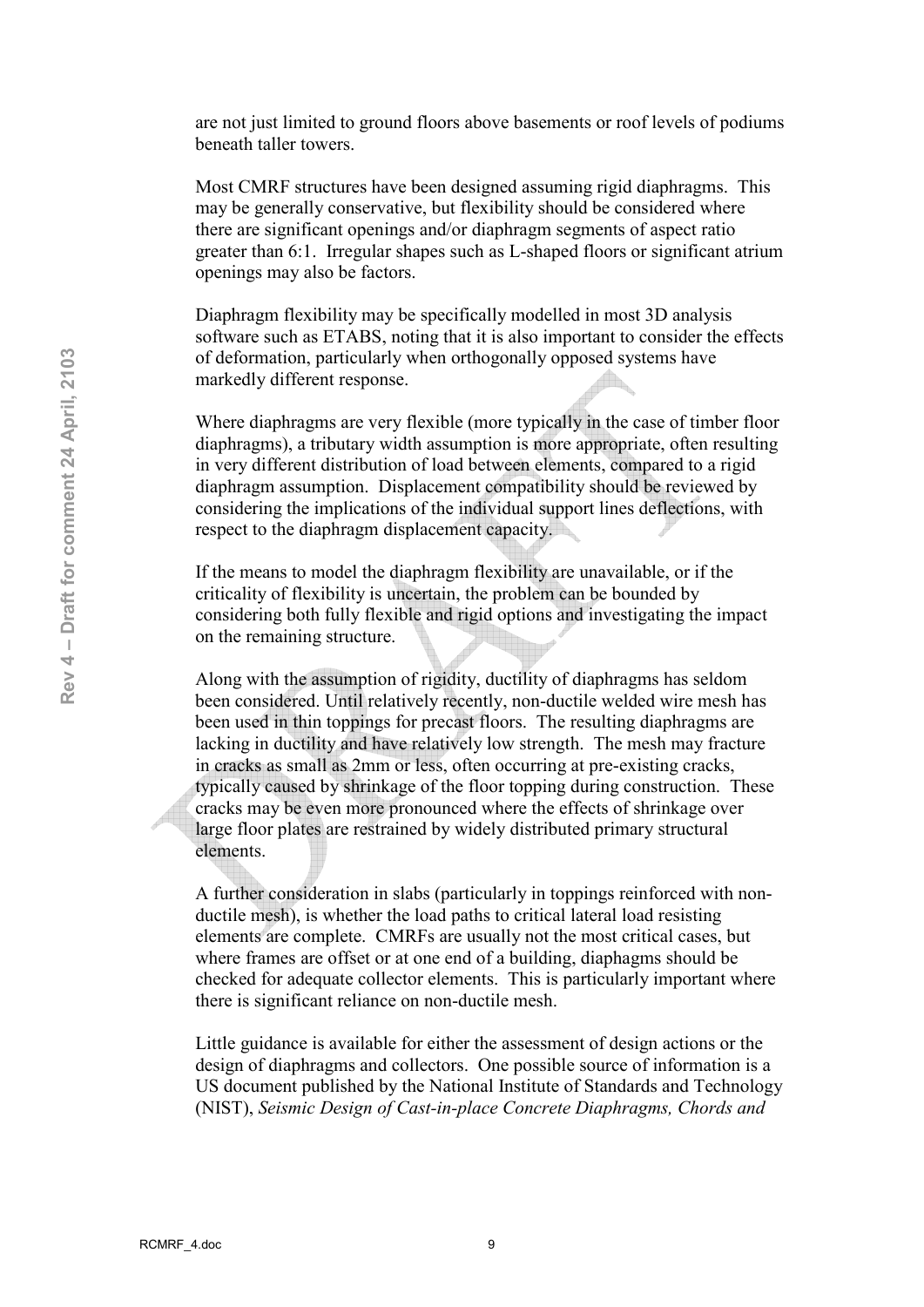are not just limited to ground floors above basements or roof levels of podiums beneath taller towers.

Most CMRF structures have been designed assuming rigid diaphragms. This may be generally conservative, but flexibility should be considered where there are significant openings and/or diaphragm segments of aspect ratio greater than 6:1. Irregular shapes such as L-shaped floors or significant atrium openings may also be factors.

Diaphragm flexibility may be specifically modelled in most 3D analysis software such as ETABS, noting that it is also important to consider the effects of deformation, particularly when orthogonally opposed systems have markedly different response.

Where diaphragms are very flexible (more typically in the case of timber floor diaphragms), a tributary width assumption is more appropriate, often resulting in very different distribution of load between elements, compared to a rigid diaphragm assumption. Displacement compatibility should be reviewed by considering the implications of the individual support lines deflections, with respect to the diaphragm displacement capacity.

If the means to model the diaphragm flexibility are unavailable, or if the criticality of flexibility is uncertain, the problem can be bounded by considering both fully flexible and rigid options and investigating the impact on the remaining structure.

Along with the assumption of rigidity, ductility of diaphragms has seldom been considered. Until relatively recently, non-ductile welded wire mesh has been used in thin toppings for precast floors. The resulting diaphragms are lacking in ductility and have relatively low strength. The mesh may fracture in cracks as small as 2mm or less, often occurring at pre-existing cracks, typically caused by shrinkage of the floor topping during construction. These cracks may be even more pronounced where the effects of shrinkage over large floor plates are restrained by widely distributed primary structural elements.

A further consideration in slabs (particularly in toppings reinforced with non-ductile mesh), is whether the load paths to critical lateral load resisting elements are complete. CMRFs are usually not the most critical cases, but where frames are offset or at one end of a building, diaphragms should be checked for adequate collector elements. This is particularly important where there is significant reliance on non-ductile mesh.

Little guidance is available for either the assessment of design actions or the design of diaphragms and collectors. One possible source of information is a US document published by the National Institute of Standards and Technology (NIST), *Seismic Design of Cast-in-place Concrete Diaphragms, Chords and*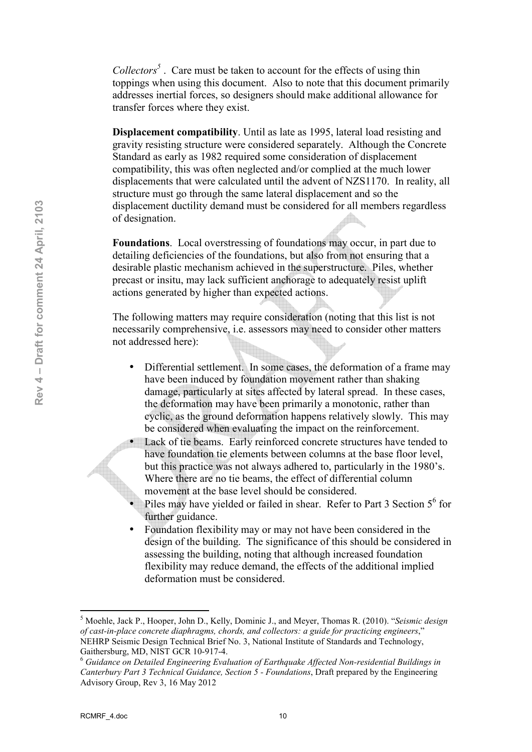*Collectors*[5]. Care must be taken to account for the effects of using thin toppings when using this document. Also to note that this document primarily addresses inertial forces, so designers should make additional allowance for transfer forces where they exist.

**Displacement compatibility**. Until as late as 1995, lateral load resisting and gravity resisting structure were considered separately. Although the Concrete Standard as early as 1982 required some consideration of displacement compatibility, this was often neglected and/or complied at the much lower displacements that were calculated until the advent of NZS1170. In reality, all structure must go through the same lateral displacement and so the displacement ductility demand must be considered for all members regardless of designation.

**Foundations**. Local overstressing of foundations may occur, in part due to detailing deficiencies of the foundations, but also from not ensuring that a desirable plastic mechanism achieved in the superstructure. Piles, whether precast or insitu, may lack sufficient anchorage to adequately resist uplift actions generated by higher than expected actions.

The following matters may require consideration (noting that this list is not necessarily comprehensive, i.e. assessors may need to consider other matters not addressed here):

- Differential settlement. In some cases, the deformation of a frame may have been induced by foundation movement rather than shaking damage, particularly at sites affected by lateral spread. In these cases, the deformation may have been primarily a monotonic, rather than cyclic, as the ground deformation happens relatively slowly. This may be considered when evaluating the impact on the reinforcement.
- Lack of tie beams. Early reinforced concrete structures have tended to have foundation tie elements between columns at the base floor level, but this practice was not always adhered to, particularly in the 1980's. Where there are no tie beams, the effect of differential column movement at the base level should be considered.
- Piles may have yielded or failed in shear. Refer to Part 3 Section 5[6] for further guidance.
- Foundation flexibility may or may not have been considered in the design of the building. The significance of this should be considered in assessing the building, noting that although increased foundation flexibility may reduce demand, the effects of the additional implied deformation must be considered.

---

[5] Moehle, Jack P., Hooper, John D., Kelly, Dominic J., and Meyer, Thomas R. (2010). "*Seismic design of cast-in-place concrete diaphragms, chords, and collectors: a guide for practicing engineers*," NEHRP Seismic Design Technical Brief No. 3, National Institute of Standards and Technology, Gaithersburg, MD, NIST GCR 10-917-4.

[6] *Guidance on Detailed Engineering Evaluation of Earthquake Affected Non-residential Buildings in Canterbury Part 3 Technical Guidance, Section 5 - Foundations*, Draft prepared by the Engineering Advisory Group, Rev 3, 16 May 2012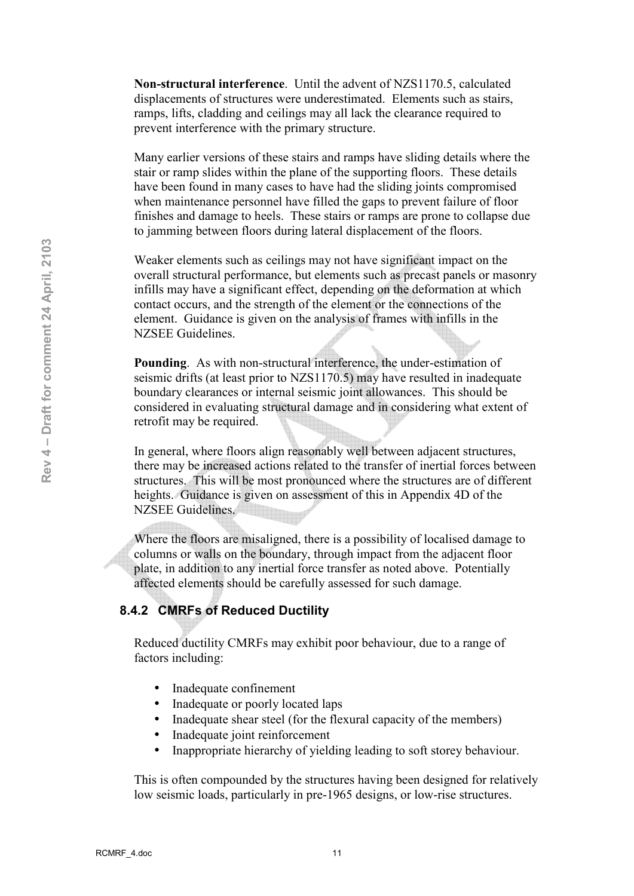**Non-structural interference**. Until the advent of NZS1170.5, calculated displacements of structures were underestimated. Elements such as stairs, ramps, lifts, cladding and ceilings may all lack the clearance required to prevent interference with the primary structure.

Many earlier versions of these stairs and ramps have sliding details where the stair or ramp slides within the plane of the supporting floors. These details have been found in many cases to have had the sliding joints compromised when maintenance personnel have filled the gaps to prevent failure of floor finishes and damage to heels. These stairs or ramps are prone to collapse due to jamming between floors during lateral displacement of the floors.

Weaker elements such as ceilings may not have significant impact on the overall structural performance, but elements such as precast panels or masonry infills may have a significant effect, depending on the deformation at which contact occurs, and the strength of the element or the connections of the element. Guidance is given on the analysis of frames with infills in the NZSEE Guidelines.

**Pounding**. As with non-structural interference, the under-estimation of seismic drifts (at least prior to NZS1170.5) may have resulted in inadequate boundary clearances or internal seismic joint allowances. This should be considered in evaluating structural damage and in considering what extent of retrofit may be required.

In general, where floors align reasonably well between adjacent structures, there may be increased actions related to the transfer of inertial forces between structures. This will be most pronounced where the structures are of different heights. Guidance is given on assessment of this in Appendix 4D of the NZSEE Guidelines.

Where the floors are misaligned, there is a possibility of localised damage to columns or walls on the boundary, through impact from the adjacent floor plate, in addition to any inertial force transfer as noted above. Potentially affected elements should be carefully assessed for such damage.

### 8.4.2 CMRFs of Reduced Ductility

Reduced ductility CMRFs may exhibit poor behaviour, due to a range of factors including:

- Inadequate confinement
- Inadequate or poorly located laps
- Inadequate shear steel (for the flexural capacity of the members)
- Inadequate joint reinforcement
- Inappropriate hierarchy of yielding leading to soft storey behaviour.

This is often compounded by the structures having been designed for relatively low seismic loads, particularly in pre-1965 designs, or low-rise structures.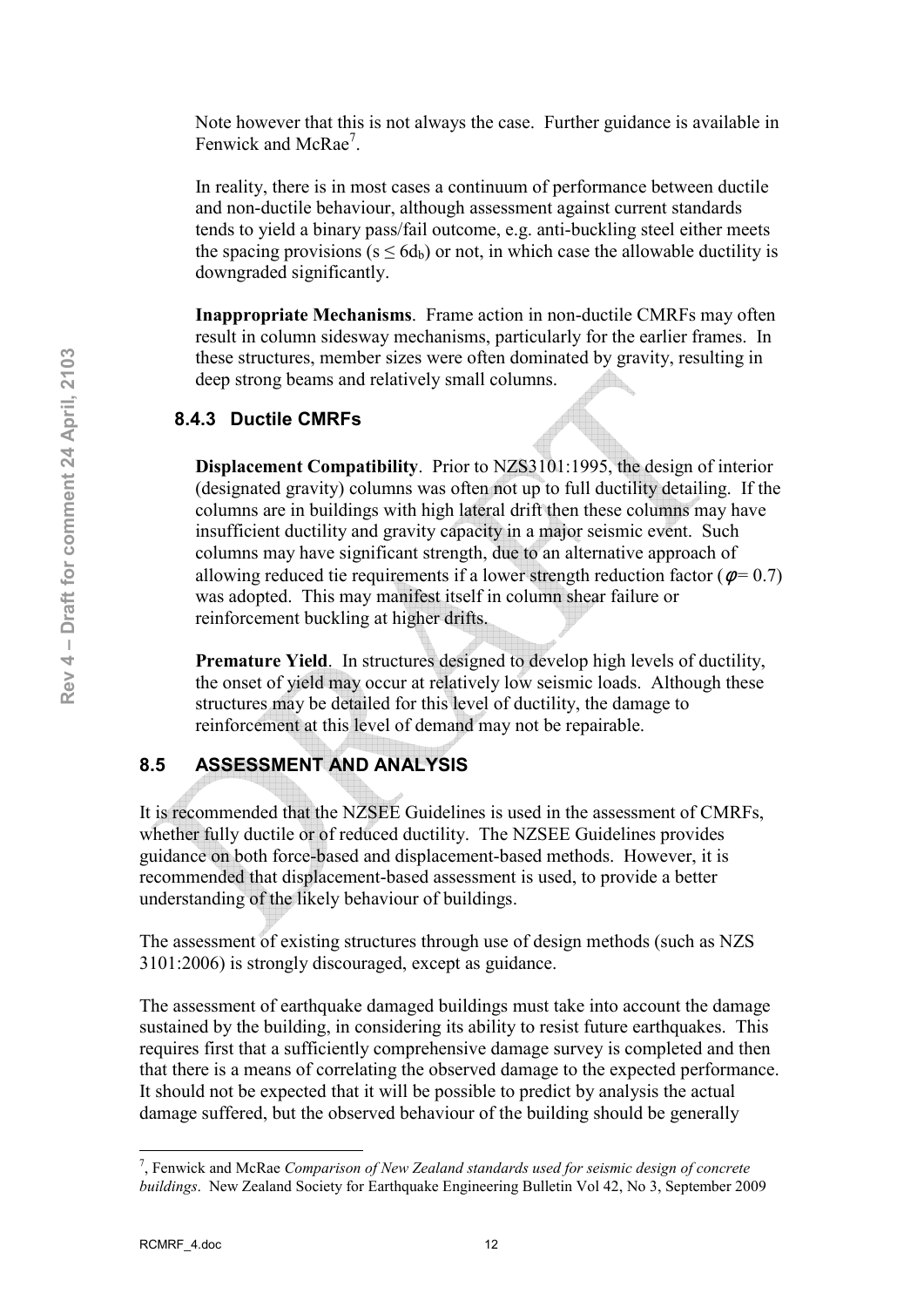Note however that this is not always the case. Further guidance is available in Fenwick and McRae[7].

In reality, there is in most cases a continuum of performance between ductile and non-ductile behaviour, although assessment against current standards tends to yield a binary pass/fail outcome, e.g. anti-buckling steel either meets the spacing provisions ($s \leq 6d_b$) or not, in which case the allowable ductility is downgraded significantly.

**Inappropriate Mechanisms**. Frame action in non-ductile CMRFs may often result in column sidesway mechanisms, particularly for the earlier frames. In these structures, member sizes were often dominated by gravity, resulting in deep strong beams and relatively small columns.

### 8.4.3 Ductile CMRFs

**Displacement Compatibility**. Prior to NZS3101:1995, the design of interior (designated gravity) columns was often not up to full ductility detailing. If the columns are in buildings with high lateral drift then these columns may have insufficient ductility and gravity capacity in a major seismic event. Such columns may have significant strength, due to an alternative approach of allowing reduced tie requirements if a lower strength reduction factor ($\phi = 0.7$) was adopted. This may manifest itself in column shear failure or reinforcement buckling at higher drifts.

**Premature Yield**. In structures designed to develop high levels of ductility, the onset of yield may occur at relatively low seismic loads. Although these structures may be detailed for this level of ductility, the damage to reinforcement at this level of demand may not be repairable.

## 8.5 ASSESSMENT AND ANALYSIS

It is recommended that the NZSEE Guidelines is used in the assessment of CMRFs, whether fully ductile or of reduced ductility. The NZSEE Guidelines provides guidance on both force-based and displacement-based methods. However, it is recommended that displacement-based assessment is used, to provide a better understanding of the likely behaviour of buildings.

The assessment of existing structures through use of design methods (such as NZS 3101:2006) is strongly discouraged, except as guidance.

The assessment of earthquake damaged buildings must take into account the damage sustained by the building, in considering its ability to resist future earthquakes. This requires first that a sufficiently comprehensive damage survey is completed and then that there is a means of correlating the observed damage to the expected performance. It should not be expected that it will be possible to predict by analysis the actual damage suffered, but the observed behaviour of the building should be generally

---

[7], Fenwick and McRae *Comparison of New Zealand standards used for seismic design of concrete buildings*. New Zealand Society for Earthquake Engineering Bulletin Vol 42, No 3, September 2009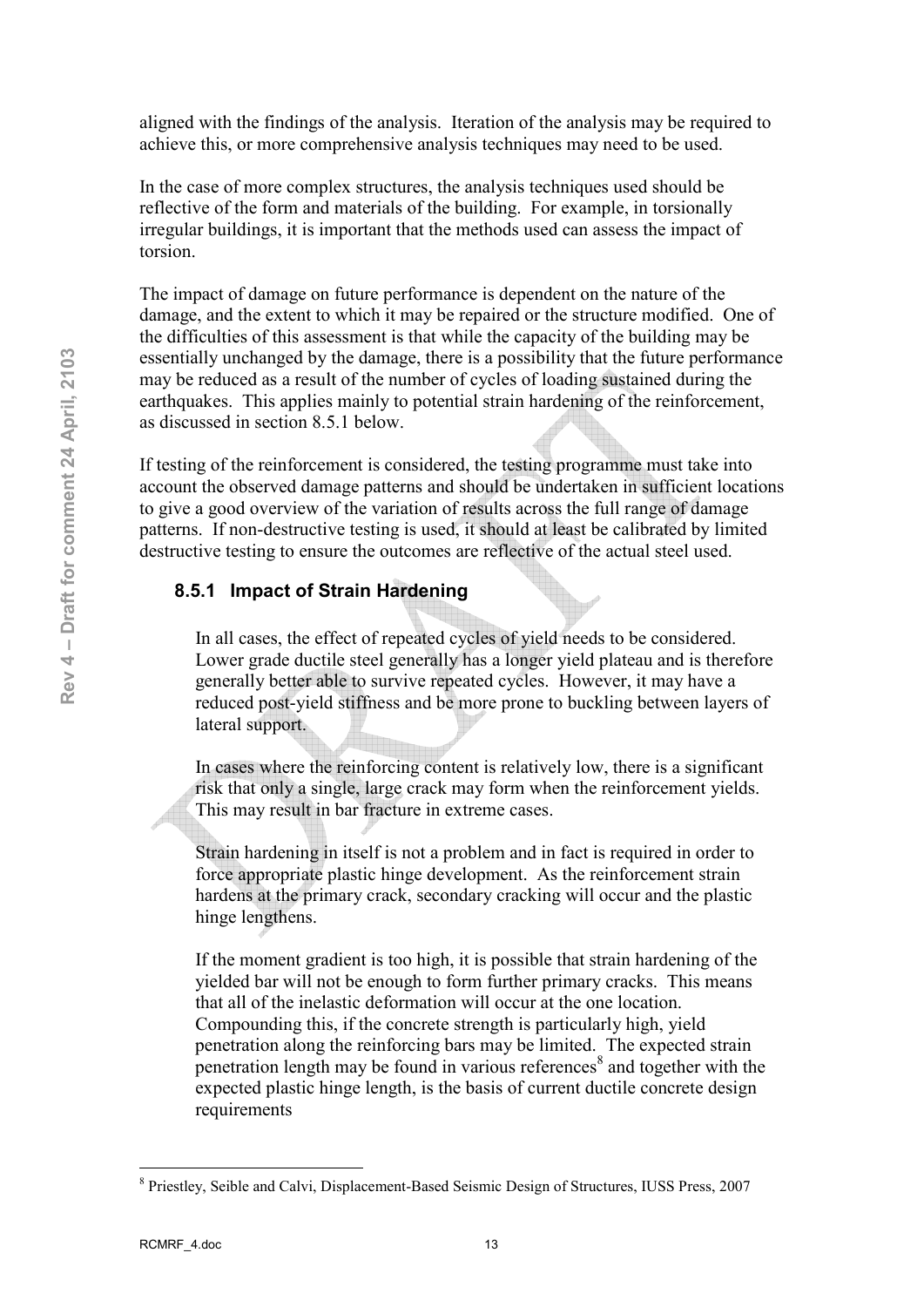aligned with the findings of the analysis. Iteration of the analysis may be required to achieve this, or more comprehensive analysis techniques may need to be used.

In the case of more complex structures, the analysis techniques used should be reflective of the form and materials of the building. For example, in torsionally irregular buildings, it is important that the methods used can assess the impact of torsion.

The impact of damage on future performance is dependent on the nature of the damage, and the extent to which it may be repaired or the structure modified. One of the difficulties of this assessment is that while the capacity of the building may be essentially unchanged by the damage, there is a possibility that the future performance may be reduced as a result of the number of cycles of loading sustained during the earthquakes. This applies mainly to potential strain hardening of the reinforcement, as discussed in section 8.5.1 below.

If testing of the reinforcement is considered, the testing programme must take into account the observed damage patterns and should be undertaken in sufficient locations to give a good overview of the variation of results across the full range of damage patterns. If non-destructive testing is used, it should at least be calibrated by limited destructive testing to ensure the outcomes are reflective of the actual steel used.

### 8.5.1 Impact of Strain Hardening

In all cases, the effect of repeated cycles of yield needs to be considered. Lower grade ductile steel generally has a longer yield plateau and is therefore generally better able to survive repeated cycles. However, it may have a reduced post-yield stiffness and be more prone to buckling between layers of lateral support.

In cases where the reinforcing content is relatively low, there is a significant risk that only a single, large crack may form when the reinforcement yields. This may result in bar fracture in extreme cases.

Strain hardening in itself is not a problem and in fact is required in order to force appropriate plastic hinge development. As the reinforcement strain hardens at the primary crack, secondary cracking will occur and the plastic hinge lengthens.

If the moment gradient is too high, it is possible that strain hardening of the yielded bar will not be enough to form further primary cracks. This means that all of the inelastic deformation will occur at the one location. Compounding this, if the concrete strength is particularly high, yield penetration along the reinforcing bars may be limited. The expected strain penetration length may be found in various references[8] and together with the expected plastic hinge length, is the basis of current ductile concrete design requirements

[8] Priestley, Seible and Calvi, Displacement-Based Seismic Design of Structures, IUSS Press, 2007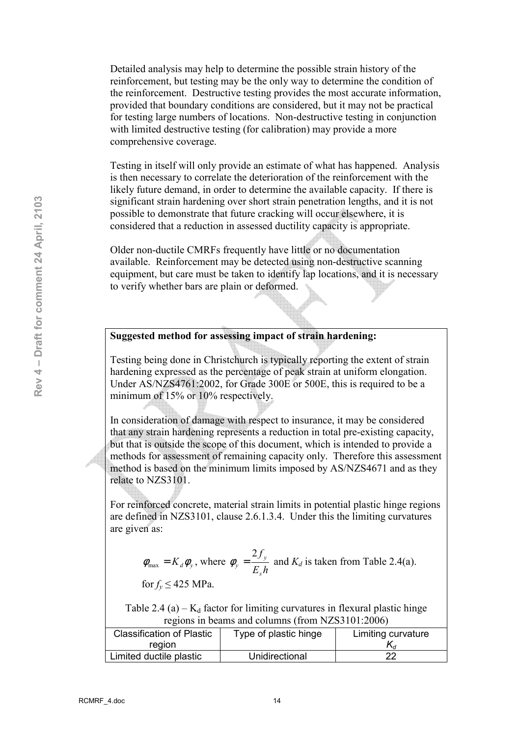Detailed analysis may help to determine the possible strain history of the reinforcement, but testing may be the only way to determine the condition of the reinforcement. Destructive testing provides the most accurate information, provided that boundary conditions are considered, but it may not be practical for testing large numbers of locations. Non-destructive testing in conjunction with limited destructive testing (for calibration) may provide a more comprehensive coverage.

Testing in itself will only provide an estimate of what has happened. Analysis is then necessary to correlate the deterioration of the reinforcement with the likely future demand, in order to determine the available capacity. If there is significant strain hardening over short strain penetration lengths, and it is not possible to demonstrate that future cracking will occur elsewhere, it is considered that a reduction in assessed ductility capacity is appropriate.

Older non-ductile CMRFs frequently have little or no documentation available. Reinforcement may be detected using non-destructive scanning equipment, but care must be taken to identify lap locations, and it is necessary to verify whether bars are plain or deformed.

**Suggested method for assessing impact of strain hardening:**

Testing being done in Christchurch is typically reporting the extent of strain hardening expressed as the percentage of peak strain at uniform elongation. Under AS/NZS4761:2002, for Grade 300E or 500E, this is required to be a minimum of 15% or 10% respectively.

In consideration of damage with respect to insurance, it may be considered that any strain hardening represents a reduction in total pre-existing capacity, but that is outside the scope of this document, which is intended to provide a methods for assessment of remaining capacity only. Therefore this assessment method is based on the minimum limits imposed by AS/NZS4671 and as they relate to NZS3101.

For reinforced concrete, material strain limits in potential plastic hinge regions are defined in NZS3101, clause 2.6.1.3.4. Under this the limiting curvatures are given as:

$\phi_{\max} = K_d \phi_y$, where $\phi_y = \dfrac{2 f_y}{E_s h}$ and $K_d$ is taken from Table 2.4(a).

for $f_y \leq 425$ MPa.

Table 2.4 (a) – $K_d$ factor for limiting curvatures in flexural plastic hinge regions in beams and columns (from NZS3101:2006)

| Classification of Plastic region | Type of plastic hinge | Limiting curvature $K_d$ |
|---|---|---|
| Limited ductile plastic | Unidirectional | 22 |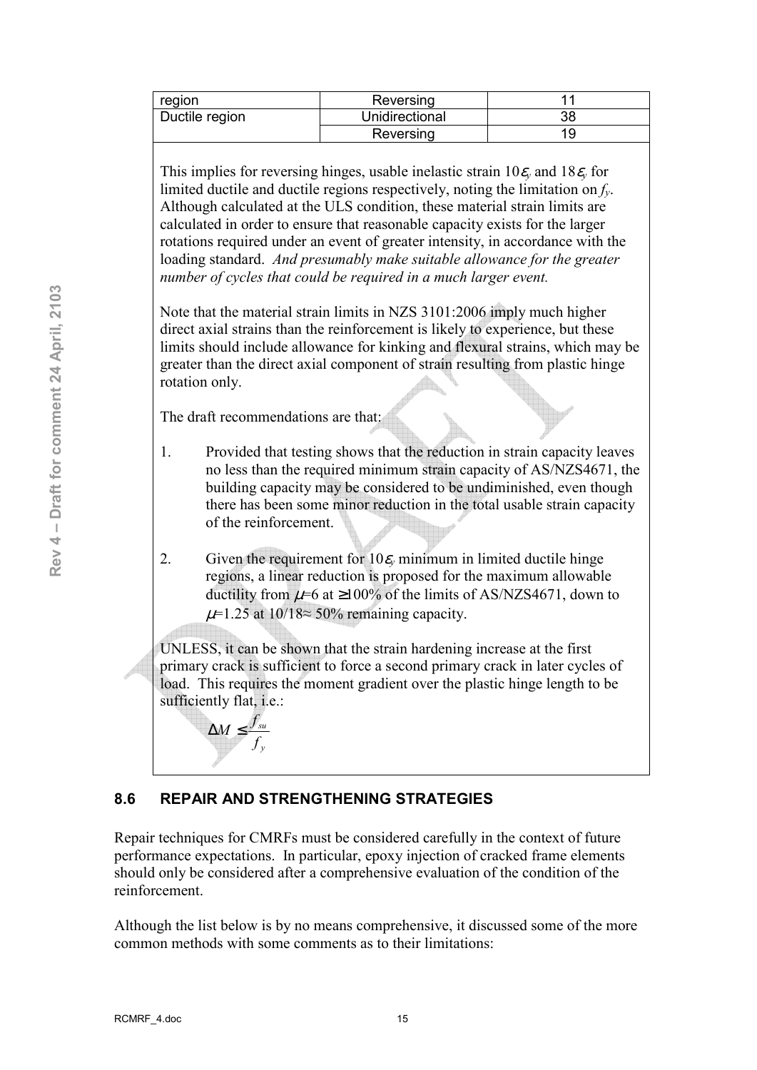| region | Reversing | 11 |
|---|---|---|
| Ductile region | Unidirectional | 38 |
| | Reversing | 19 |

This implies for reversing hinges, usable inelastic strain $10\varepsilon_y$ and $18\varepsilon_y$ for limited ductile and ductile regions respectively, noting the limitation on $f_y$. Although calculated at the ULS condition, these material strain limits are calculated in order to ensure that reasonable capacity exists for the larger rotations required under an event of greater intensity, in accordance with the loading standard. *And presumably make suitable allowance for the greater number of cycles that could be required in a much larger event.*

Note that the material strain limits in NZS 3101:2006 imply much higher direct axial strains than the reinforcement is likely to experience, but these limits should include allowance for kinking and flexural strains, which may be greater than the direct axial component of strain resulting from plastic hinge rotation only.

The draft recommendations are that:

1. Provided that testing shows that the reduction in strain capacity leaves no less than the required minimum strain capacity of AS/NZS4671, the building capacity may be considered to be undiminished, even though there has been some minor reduction in the total usable strain capacity of the reinforcement.

2. Given the requirement for $10\varepsilon_y$ minimum in limited ductile hinge regions, a linear reduction is proposed for the maximum allowable ductility from $\mu$=6 at ≥100% of the limits of AS/NZS4671, down to $\mu$=1.25 at 10/18≈ 50% remaining capacity.

UNLESS, it can be shown that the strain hardening increase at the first primary crack is sufficient to force a second primary crack in later cycles of load. This requires the moment gradient over the plastic hinge length to be sufficiently flat, i.e.:

$$\Delta M \leq \frac{f_{su}}{f_y}$$

## 8.6 REPAIR AND STRENGTHENING STRATEGIES

Repair techniques for CMRFs must be considered carefully in the context of future performance expectations. In particular, epoxy injection of cracked frame elements should only be considered after a comprehensive evaluation of the condition of the reinforcement.

Although the list below is by no means comprehensive, it discussed some of the more common methods with some comments as to their limitations: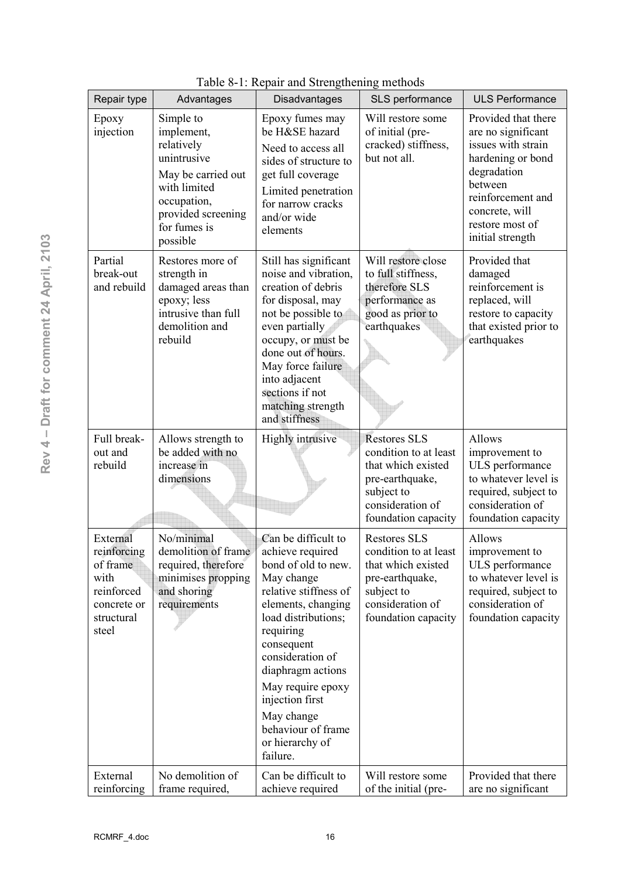Table 8-1: Repair and Strengthening methods

| Repair type | Advantages | Disadvantages | SLS performance | ULS Performance |
|---|---|---|---|---|
| Epoxy injection | Simple to implement, relatively unintrusive<br>May be carried out with limited occupation, provided screening for fumes is possible | Epoxy fumes may be H&SE hazard<br>Need to access all sides of structure to get full coverage<br>Limited penetration for narrow cracks and/or wide elements | Will restore some of initial (pre-cracked) stiffness, but not all. | Provided that there are no significant issues with strain hardening or bond degradation between reinforcement and concrete, will restore most of initial strength |
| Partial break-out and rebuild | Restores more of strength in damaged areas than epoxy; less intrusive than full demolition and rebuild | Still has significant noise and vibration, creation of debris for disposal, may not be possible to even partially occupy, or must be done out of hours.<br>May force failure into adjacent sections if not matching strength and stiffness | Will restore close to full stiffness, therefore SLS performance as good as prior to earthquakes | Provided that damaged reinforcement is replaced, will restore to capacity that existed prior to earthquakes |
| Full break-out and rebuild | Allows strength to be added with no increase in dimensions | Highly intrusive | Restores SLS condition to at least that which existed pre-earthquake, subject to consideration of foundation capacity | Allows improvement to ULS performance to whatever level is required, subject to consideration of foundation capacity |
| External reinforcing of frame with reinforced concrete or structural steel | No/minimal demolition of frame required, therefore minimises propping and shoring requirements | Can be difficult to achieve required bond of old to new. May change relative stiffness of elements, changing load distributions; requiring consequent consideration of diaphragm actions<br>May require epoxy injection first<br>May change behaviour of frame or hierarchy of failure. | Restores SLS condition to at least that which existed pre-earthquake, subject to consideration of foundation capacity | Allows improvement to ULS performance to whatever level is required, subject to consideration of foundation capacity |
| External reinforcing | No demolition of frame required, | Can be difficult to achieve required | Will restore some of the initial (pre- | Provided that there are no significant |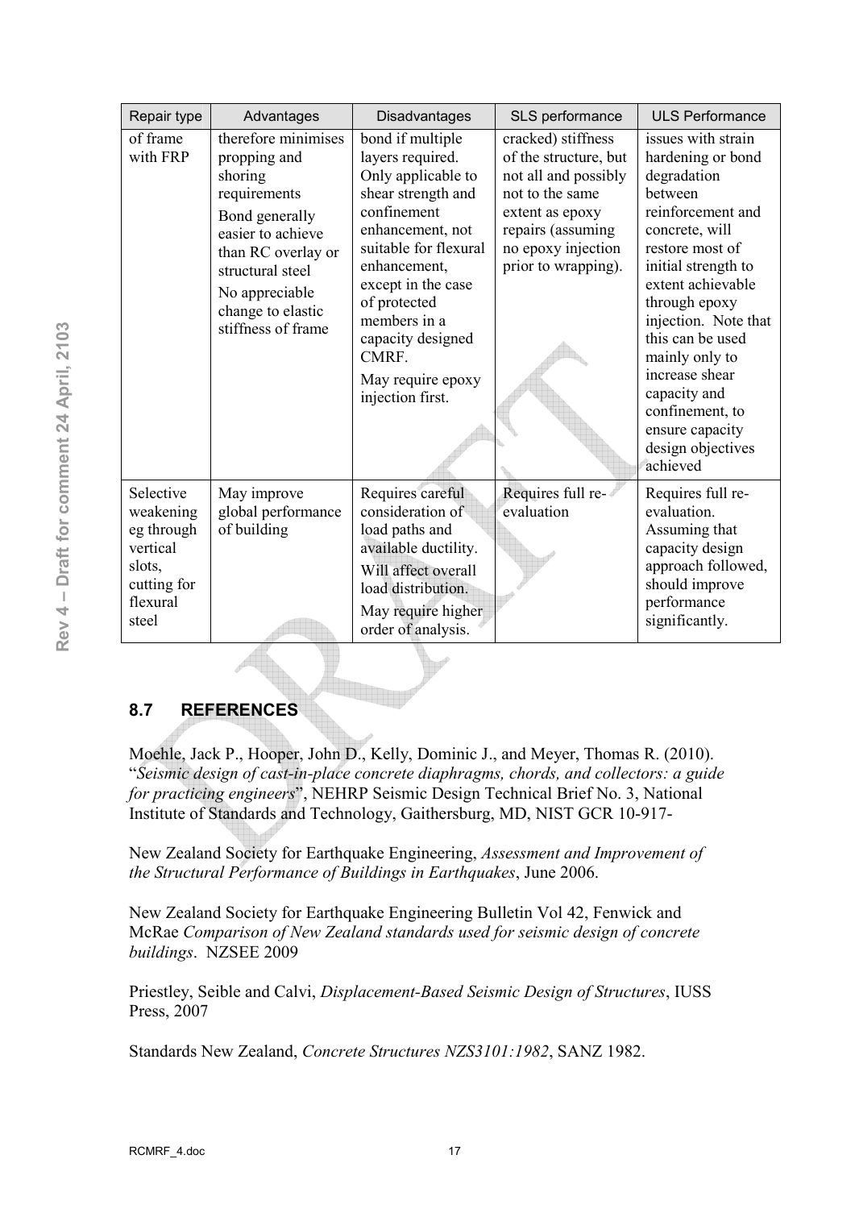| Repair type | Advantages | Disadvantages | SLS performance | ULS Performance |
|---|---|---|---|---|
| of frame with FRP | therefore minimises propping and shoring requirements<br>Bond generally easier to achieve than RC overlay or structural steel<br>No appreciable change to elastic stiffness of frame | bond if multiple layers required.<br>Only applicable to shear strength and confinement enhancement, not suitable for flexural enhancement, except in the case of protected members in a capacity designed CMRF.<br>May require epoxy injection first. | cracked) stiffness of the structure, but not all and possibly not to the same extent as epoxy repairs (assuming no epoxy injection prior to wrapping). | issues with strain hardening or bond degradation between reinforcement and concrete, will restore most of initial strength to extent achievable through epoxy injection. Note that this can be used mainly only to increase shear capacity and confinement, to ensure capacity design objectives achieved |
| Selective weakening eg through vertical slots, cutting for flexural steel | May improve global performance of building | Requires careful consideration of load paths and available ductility.<br>Will affect overall load distribution.<br>May require higher order of analysis. | Requires full re-evaluation | Requires full re-evaluation.<br>Assuming that capacity design approach followed, should improve performance significantly. |

## 8.7 REFERENCES

Moehle, Jack P., Hooper, John D., Kelly, Dominic J., and Meyer, Thomas R. (2010). "*Seismic design of cast-in-place concrete diaphragms, chords, and collectors: a guide for practicing engineers*", NEHRP Seismic Design Technical Brief No. 3, National Institute of Standards and Technology, Gaithersburg, MD, NIST GCR 10-917-

New Zealand Society for Earthquake Engineering, *Assessment and Improvement of the Structural Performance of Buildings in Earthquakes*, June 2006.

New Zealand Society for Earthquake Engineering Bulletin Vol 42, Fenwick and McRae *Comparison of New Zealand standards used for seismic design of concrete buildings*. NZSEE 2009

Priestley, Seible and Calvi, *Displacement-Based Seismic Design of Structures*, IUSS Press, 2007

Standards New Zealand, *Concrete Structures NZS3101:1982*, SANZ 1982.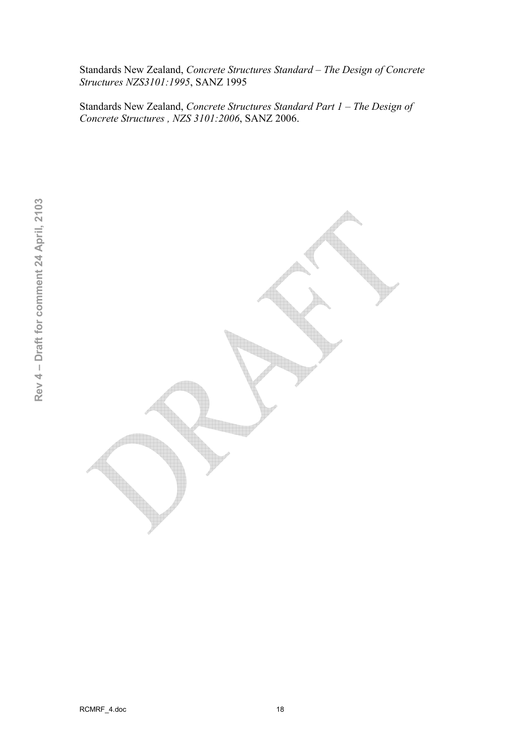Standards New Zealand, *Concrete Structures Standard – The Design of Concrete Structures NZS3101:1995*, SANZ 1995

Standards New Zealand, *Concrete Structures Standard Part 1 – The Design of Concrete Structures , NZS 3101:2006*, SANZ 2006.